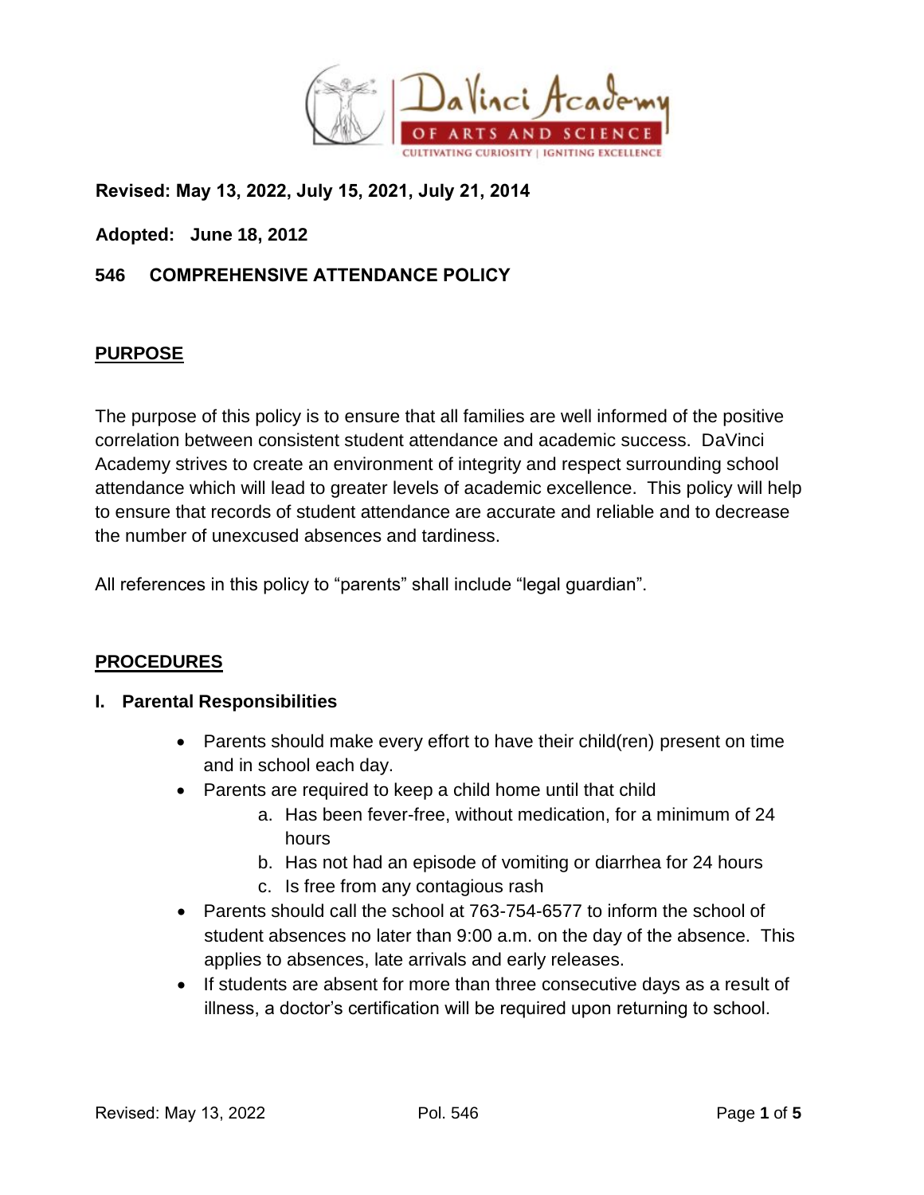**Revised: May 13, 2022, July 15, 2021, July 21, 2014**

**Adopted: June 18, 2012**

# 546 COMPREHENSIVE ATTENDANCE POLICY

## PURPOSE

The purpose of this policy is to ensure that all families are well informed of the positive correlation between consistent student attendance and academic success. DaVinci Academy strives to create an environment of integrity and respect surrounding school attendance which will lead to greater levels of academic excellence. This policy will help to ensure that records of student attendance are accurate and reliable and to decrease the number of unexcused absences and tardiness.

All references in this policy to "parents" shall include "legal guardian".

## PROCEDURES

### I. Parental Responsibilities

- Parents should make every effort to have their child(ren) present on time and in school each day.
- Parents are required to keep a child home until that child
  a. Has been fever-free, without medication, for a minimum of 24 hours
  b. Has not had an episode of vomiting or diarrhea for 24 hours
  c. Is free from any contagious rash
- Parents should call the school at 763-754-6577 to inform the school of student absences no later than 9:00 a.m. on the day of the absence. This applies to absences, late arrivals and early releases.
- If students are absent for more than three consecutive days as a result of illness, a doctor's certification will be required upon returning to school.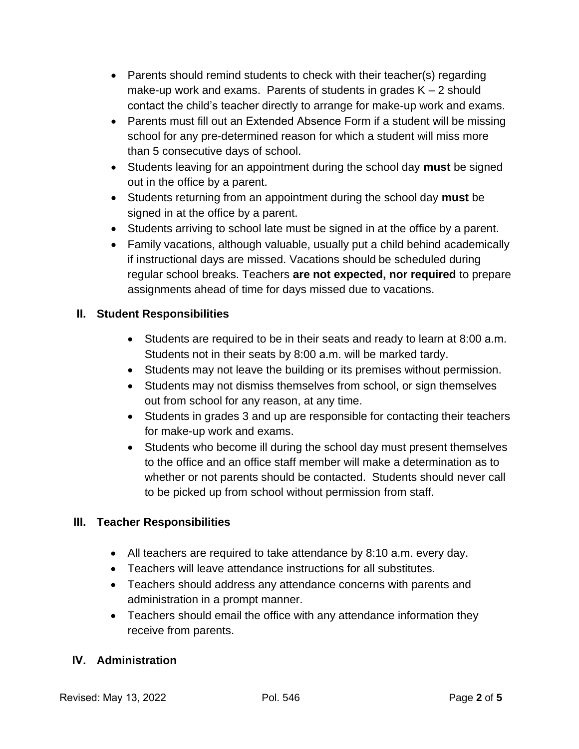- Parents should remind students to check with their teacher(s) regarding make-up work and exams. Parents of students in grades K – 2 should contact the child's teacher directly to arrange for make-up work and exams.
- Parents must fill out an Extended Absence Form if a student will be missing school for any pre-determined reason for which a student will miss more than 5 consecutive days of school.
- Students leaving for an appointment during the school day **must** be signed out in the office by a parent.
- Students returning from an appointment during the school day **must** be signed in at the office by a parent.
- Students arriving to school late must be signed in at the office by a parent.
- Family vacations, although valuable, usually put a child behind academically if instructional days are missed. Vacations should be scheduled during regular school breaks. Teachers **are not expected, nor required** to prepare assignments ahead of time for days missed due to vacations.

## II. Student Responsibilities

- Students are required to be in their seats and ready to learn at 8:00 a.m. Students not in their seats by 8:00 a.m. will be marked tardy.
- Students may not leave the building or its premises without permission.
- Students may not dismiss themselves from school, or sign themselves out from school for any reason, at any time.
- Students in grades 3 and up are responsible for contacting their teachers for make-up work and exams.
- Students who become ill during the school day must present themselves to the office and an office staff member will make a determination as to whether or not parents should be contacted. Students should never call to be picked up from school without permission from staff.

## III. Teacher Responsibilities

- All teachers are required to take attendance by 8:10 a.m. every day.
- Teachers will leave attendance instructions for all substitutes.
- Teachers should address any attendance concerns with parents and administration in a prompt manner.
- Teachers should email the office with any attendance information they receive from parents.

## IV. Administration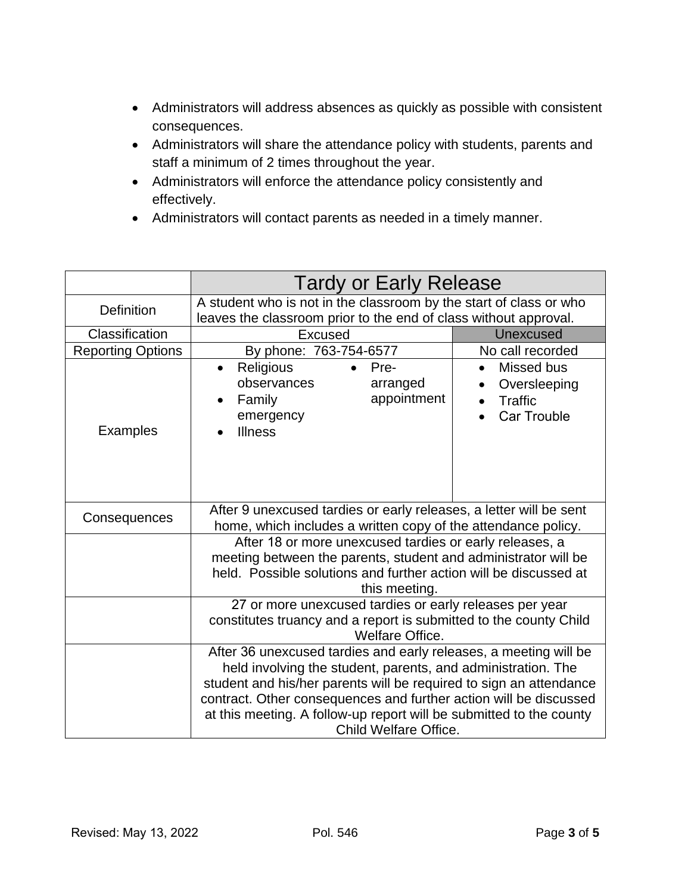- Administrators will address absences as quickly as possible with consistent consequences.
- Administrators will share the attendance policy with students, parents and staff a minimum of 2 times throughout the year.
- Administrators will enforce the attendance policy consistently and effectively.
- Administrators will contact parents as needed in a timely manner.

| | Tardy or Early Release | |
|---|---|---|
| Definition | A student who is not in the classroom by the start of class or who leaves the classroom prior to the end of class without approval. | |
| Classification | Excused | Unexcused |
| Reporting Options | By phone: 763-754-6577 | No call recorded |
| Examples | • Religious observances<br>• Family emergency<br>• Illness<br>• Pre-arranged appointment | • Missed bus<br>• Oversleeping<br>• Traffic<br>• Car Trouble |
| Consequences | After 9 unexcused tardies or early releases, a letter will be sent home, which includes a written copy of the attendance policy. | |
| | After 18 or more unexcused tardies or early releases, a meeting between the parents, student and administrator will be held. Possible solutions and further action will be discussed at this meeting. | |
| | 27 or more unexcused tardies or early releases per year constitutes truancy and a report is submitted to the county Child Welfare Office. | |
| | After 36 unexcused tardies and early releases, a meeting will be held involving the student, parents, and administration. The student and his/her parents will be required to sign an attendance contract. Other consequences and further action will be discussed at this meeting. A follow-up report will be submitted to the county Child Welfare Office. | |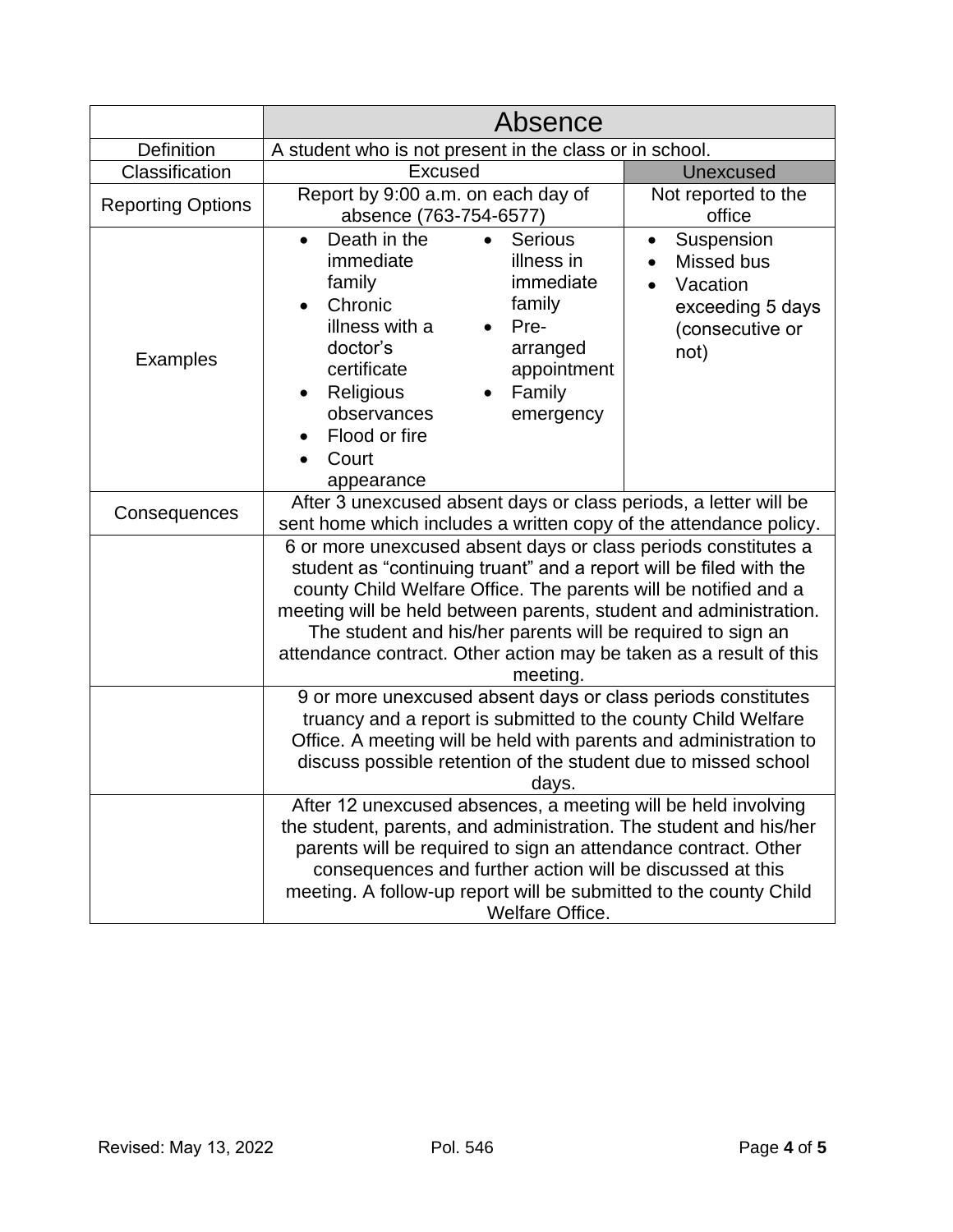| | Absence | |
|---|---|---|
| Definition | A student who is not present in the class or in school. | |
| Classification | Excused | Unexcused |
| Reporting Options | Report by 9:00 a.m. on each day of absence (763-754-6577) | Not reported to the office |
| Examples | • Death in the immediate family<br>• Chronic illness with a doctor's certificate<br>• Religious observances<br>• Flood or fire<br>• Court appearance<br>• Serious illness in immediate family<br>• Pre-arranged appointment<br>• Family emergency | • Suspension<br>• Missed bus<br>• Vacation exceeding 5 days (consecutive or not) |
| Consequences | After 3 unexcused absent days or class periods, a letter will be sent home which includes a written copy of the attendance policy. | |
| | 6 or more unexcused absent days or class periods constitutes a student as "continuing truant" and a report will be filed with the county Child Welfare Office. The parents will be notified and a meeting will be held between parents, student and administration. The student and his/her parents will be required to sign an attendance contract. Other action may be taken as a result of this meeting. | |
| | 9 or more unexcused absent days or class periods constitutes truancy and a report is submitted to the county Child Welfare Office. A meeting will be held with parents and administration to discuss possible retention of the student due to missed school days. | |
| | After 12 unexcused absences, a meeting will be held involving the student, parents, and administration. The student and his/her parents will be required to sign an attendance contract. Other consequences and further action will be discussed at this meeting. A follow-up report will be submitted to the county Child Welfare Office. | |

Revised: May 13, 2022 Pol. 546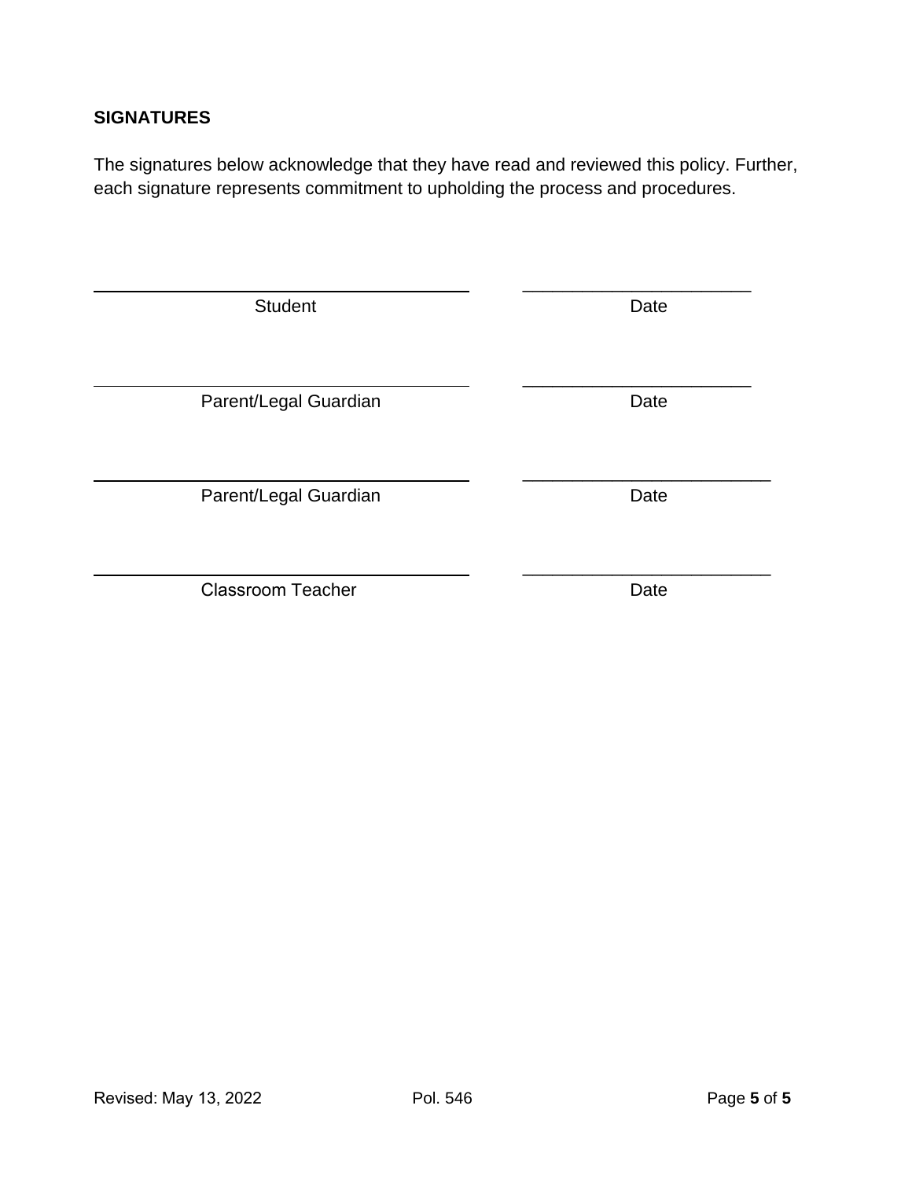**SIGNATURES**

The signatures below acknowledge that they have read and reviewed this policy. Further, each signature represents commitment to upholding the process and procedures.

| | |
|---|---|
| ______________________________ | ______________________ |
| Student | Date |
| ______________________________ | ______________________ |
| Parent/Legal Guardian | Date |
| ______________________________ | ______________________ |
| Parent/Legal Guardian | Date |
| ______________________________ | ______________________ |
| Classroom Teacher | Date |

Revised: May 13, 2022 Pol. 546